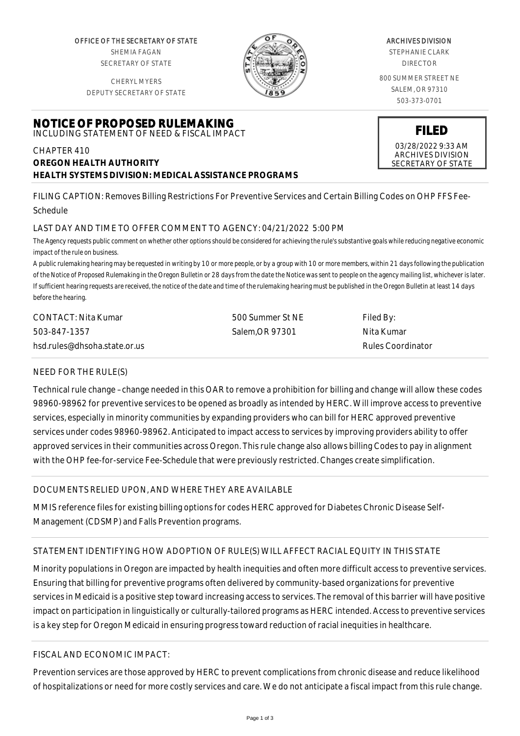OFFICE OF THE SECRETARY OF STATE
SHEMIA FAGAN
SECRETARY OF STATE

CHERYL MYERS
DEPUTY SECRETARY OF STATE

ARCHIVES DIVISION
STEPHANIE CLARK
DIRECTOR

800 SUMMER STREET NE
SALEM, OR 97310
503-373-0701

# NOTICE OF PROPOSED RULEMAKING

INCLUDING STATEMENT OF NEED & FISCAL IMPACT

**FILED**
03/28/2022 9:33 AM
ARCHIVES DIVISION
SECRETARY OF STATE

CHAPTER 410
**OREGON HEALTH AUTHORITY**
**HEALTH SYSTEMS DIVISION: MEDICAL ASSISTANCE PROGRAMS**

FILING CAPTION: Removes Billing Restrictions For Preventive Services and Certain Billing Codes on OHP FFS Fee-Schedule

LAST DAY AND TIME TO OFFER COMMENT TO AGENCY: 04/21/2022 5:00 PM

*The Agency requests public comment on whether other options should be considered for achieving the rule's substantive goals while reducing negative economic impact of the rule on business.*

*A public rulemaking hearing may be requested in writing by 10 or more people, or by a group with 10 or more members, within 21 days following the publication of the Notice of Proposed Rulemaking in the Oregon Bulletin or 28 days from the date the Notice was sent to people on the agency mailing list, whichever is later. If sufficient hearing requests are received, the notice of the date and time of the rulemaking hearing must be published in the Oregon Bulletin at least 14 days before the hearing.*

| CONTACT: Nita Kumar | 500 Summer St NE | Filed By: |
|---|---|---|
| 503-847-1357 | Salem,OR 97301 | Nita Kumar |
| hsd.rules@dhsoha.state.or.us | | Rules Coordinator |

## NEED FOR THE RULE(S)

Technical rule change – change needed in this OAR to remove a prohibition for billing and change will allow these codes 98960-98962 for preventive services to be opened as broadly as intended by HERC. Will improve access to preventive services, especially in minority communities by expanding providers who can bill for HERC approved preventive services under codes 98960-98962. Anticipated to impact access to services by improving providers ability to offer approved services in their communities across Oregon. This rule change also allows billing Codes to pay in alignment with the OHP fee-for-service Fee-Schedule that were previously restricted. Changes create simplification.

## DOCUMENTS RELIED UPON, AND WHERE THEY ARE AVAILABLE

MMIS reference files for existing billing options for codes HERC approved for Diabetes Chronic Disease Self-Management (CDSMP) and Falls Prevention programs.

## STATEMENT IDENTIFYING HOW ADOPTION OF RULE(S) WILL AFFECT RACIAL EQUITY IN THIS STATE

Minority populations in Oregon are impacted by health inequities and often more difficult access to preventive services. Ensuring that billing for preventive programs often delivered by community-based organizations for preventive services in Medicaid is a positive step toward increasing access to services. The removal of this barrier will have positive impact on participation in linguistically or culturally-tailored programs as HERC intended. Access to preventive services is a key step for Oregon Medicaid in ensuring progress toward reduction of racial inequities in healthcare.

## FISCAL AND ECONOMIC IMPACT:

Prevention services are those approved by HERC to prevent complications from chronic disease and reduce likelihood of hospitalizations or need for more costly services and care. We do not anticipate a fiscal impact from this rule change.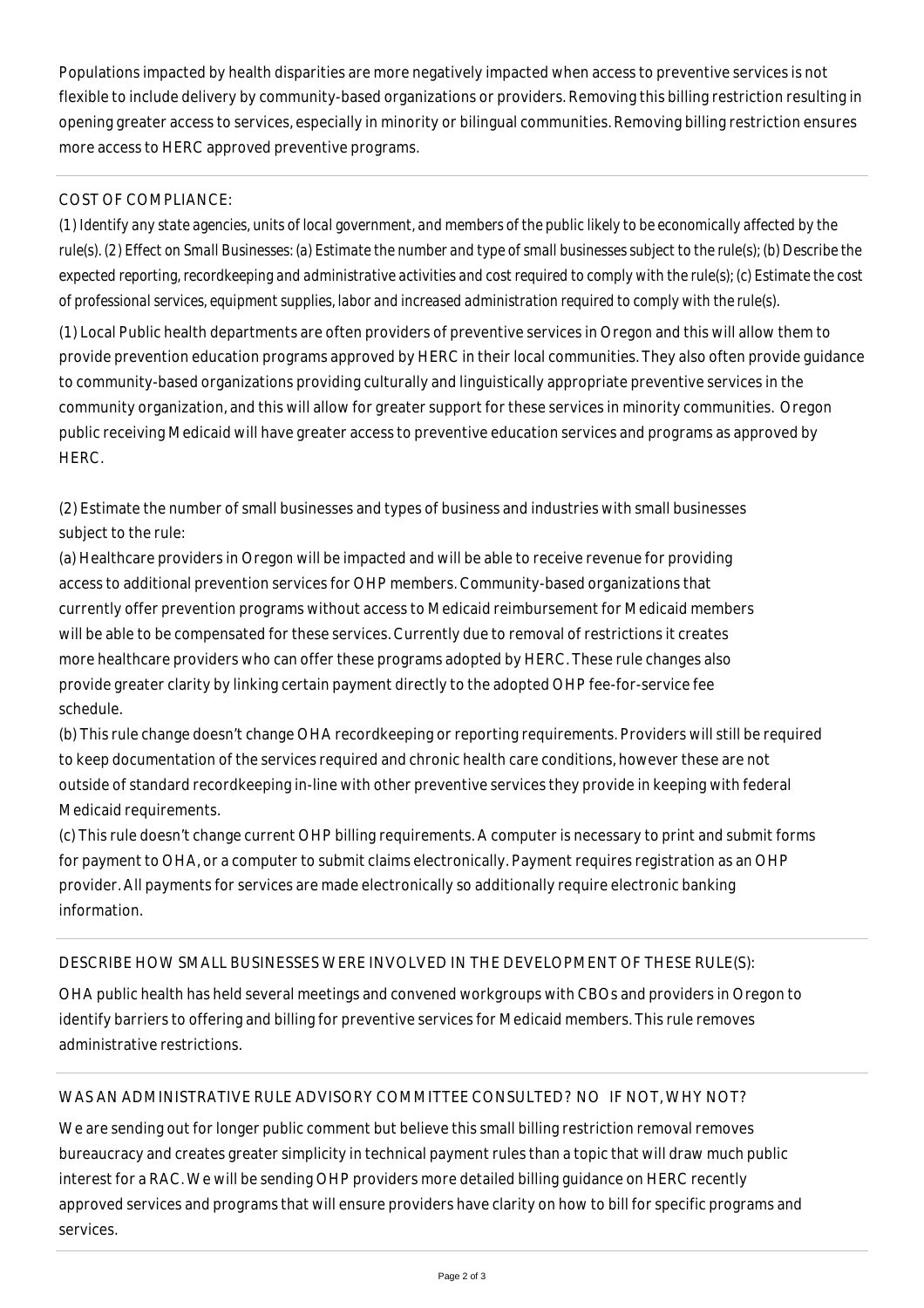Populations impacted by health disparities are more negatively impacted when access to preventive services is not flexible to include delivery by community-based organizations or providers. Removing this billing restriction resulting in opening greater access to services, especially in minority or bilingual communities. Removing billing restriction ensures more access to HERC approved preventive programs.

COST OF COMPLIANCE:

*(1) Identify any state agencies, units of local government, and members of the public likely to be economically affected by the rule(s). (2) Effect on Small Businesses: (a) Estimate the number and type of small businesses subject to the rule(s); (b) Describe the expected reporting, recordkeeping and administrative activities and cost required to comply with the rule(s); (c) Estimate the cost of professional services, equipment supplies, labor and increased administration required to comply with the rule(s).*

(1) Local Public health departments are often providers of preventive services in Oregon and this will allow them to provide prevention education programs approved by HERC in their local communities. They also often provide guidance to community-based organizations providing culturally and linguistically appropriate preventive services in the community organization, and this will allow for greater support for these services in minority communities.  Oregon public receiving Medicaid will have greater access to preventive education services and programs as approved by HERC.

(2) Estimate the number of small businesses and types of business and industries with small businesses subject to the rule:
(a) Healthcare providers in Oregon will be impacted and will be able to receive revenue for providing access to additional prevention services for OHP members. Community-based organizations that currently offer prevention programs without access to Medicaid reimbursement for Medicaid members will be able to be compensated for these services. Currently due to removal of restrictions it creates more healthcare providers who can offer these programs adopted by HERC. These rule changes also provide greater clarity by linking certain payment directly to the adopted OHP fee-for-service fee schedule.
(b) This rule change doesn't change OHA recordkeeping or reporting requirements. Providers will still be required to keep documentation of the services required and chronic health care conditions, however these are not outside of standard recordkeeping in-line with other preventive services they provide in keeping with federal Medicaid requirements.
(c) This rule doesn't change current OHP billing requirements. A computer is necessary to print and submit forms for payment to OHA, or a computer to submit claims electronically. Payment requires registration as an OHP provider. All payments for services are made electronically so additionally require electronic banking information.

DESCRIBE HOW SMALL BUSINESSES WERE INVOLVED IN THE DEVELOPMENT OF THESE RULE(S):

OHA public health has held several meetings and convened workgroups with CBOs and providers in Oregon to identify barriers to offering and billing for preventive services for Medicaid members. This rule removes administrative restrictions.

WAS AN ADMINISTRATIVE RULE ADVISORY COMMITTEE CONSULTED? NO   IF NOT, WHY NOT?

We are sending out for longer public comment but believe this small billing restriction removal removes bureaucracy and creates greater simplicity in technical payment rules than a topic that will draw much public interest for a RAC. We will be sending OHP providers more detailed billing guidance on HERC recently approved services and programs that will ensure providers have clarity on how to bill for specific programs and services.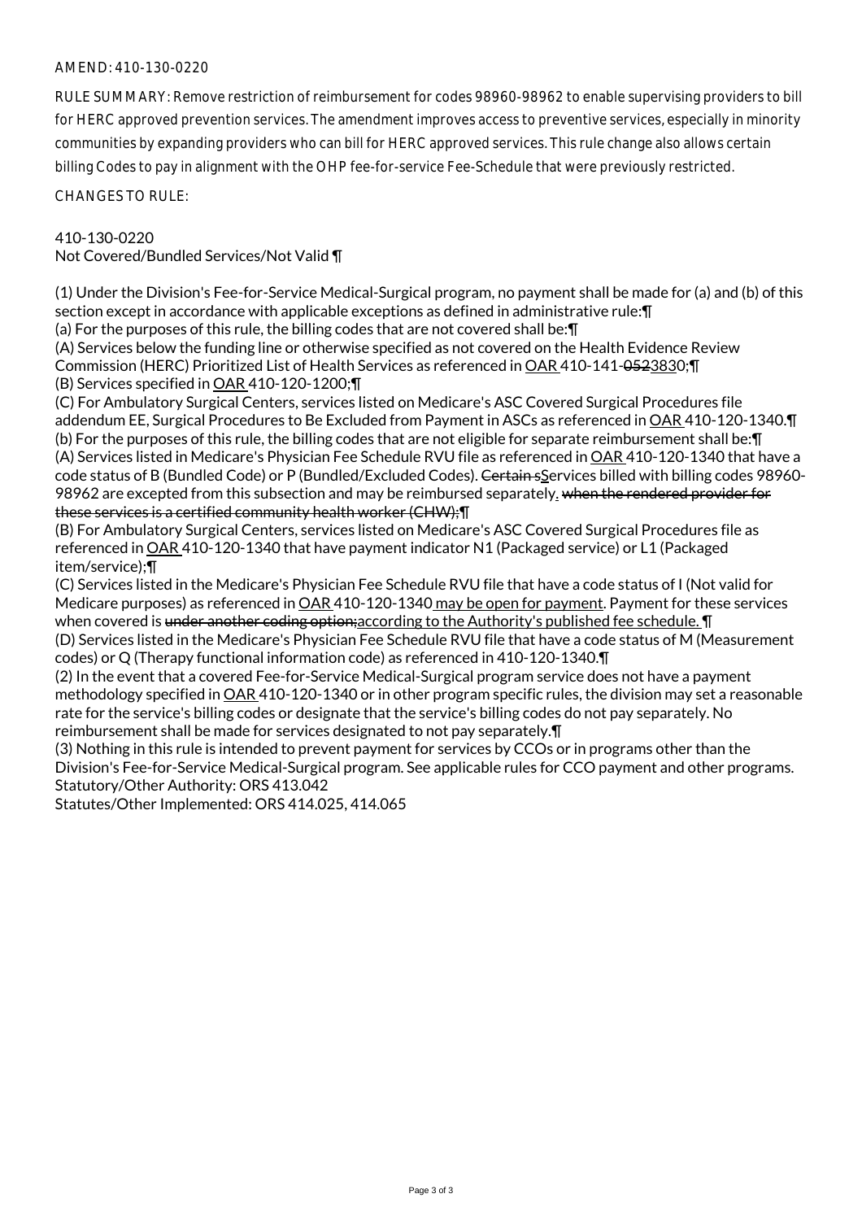AMEND: 410-130-0220

RULE SUMMARY: Remove restriction of reimbursement for codes 98960-98962 to enable supervising providers to bill for HERC approved prevention services. The amendment improves access to preventive services, especially in minority communities by expanding providers who can bill for HERC approved services. This rule change also allows certain billing Codes to pay in alignment with the OHP fee-for-service Fee-Schedule that were previously restricted.

CHANGES TO RULE:

410-130-0220
Not Covered/Bundled Services/Not Valid ¶

(1) Under the Division's Fee-for-Service Medical-Surgical program, no payment shall be made for (a) and (b) of this section except in accordance with applicable exceptions as defined in administrative rule:¶
(a) For the purposes of this rule, the billing codes that are not covered shall be:¶
(A) Services below the funding line or otherwise specified as not covered on the Health Evidence Review Commission (HERC) Prioritized List of Health Services as referenced in OAR 410-141-~~0523~~3830;¶
(B) Services specified in OAR 410-120-1200;¶
(C) For Ambulatory Surgical Centers, services listed on Medicare's ASC Covered Surgical Procedures file addendum EE, Surgical Procedures to Be Excluded from Payment in ASCs as referenced in OAR 410-120-1340.¶
(b) For the purposes of this rule, the billing codes that are not eligible for separate reimbursement shall be:¶
(A) Services listed in Medicare's Physician Fee Schedule RVU file as referenced in OAR 410-120-1340 that have a code status of B (Bundled Code) or P (Bundled/Excluded Codes). ~~Certain s~~Services billed with billing codes 98960-98962 are excepted from this subsection and may be reimbursed separately. ~~when the rendered provider for these services is a certified community health worker (CHW);~~¶
(B) For Ambulatory Surgical Centers, services listed on Medicare's ASC Covered Surgical Procedures file as referenced in OAR 410-120-1340 that have payment indicator N1 (Packaged service) or L1 (Packaged item/service);¶
(C) Services listed in the Medicare's Physician Fee Schedule RVU file that have a code status of I (Not valid for Medicare purposes) as referenced in OAR 410-120-1340 may be open for payment. Payment for these services when covered is ~~under another coding option;~~according to the Authority's published fee schedule. ¶
(D) Services listed in the Medicare's Physician Fee Schedule RVU file that have a code status of M (Measurement codes) or Q (Therapy functional information code) as referenced in 410-120-1340.¶
(2) In the event that a covered Fee-for-Service Medical-Surgical program service does not have a payment methodology specified in OAR 410-120-1340 or in other program specific rules, the division may set a reasonable rate for the service's billing codes or designate that the service's billing codes do not pay separately. No reimbursement shall be made for services designated to not pay separately.¶
(3) Nothing in this rule is intended to prevent payment for services by CCOs or in programs other than the Division's Fee-for-Service Medical-Surgical program. See applicable rules for CCO payment and other programs.
Statutory/Other Authority: ORS 413.042
Statutes/Other Implemented: ORS 414.025, 414.065